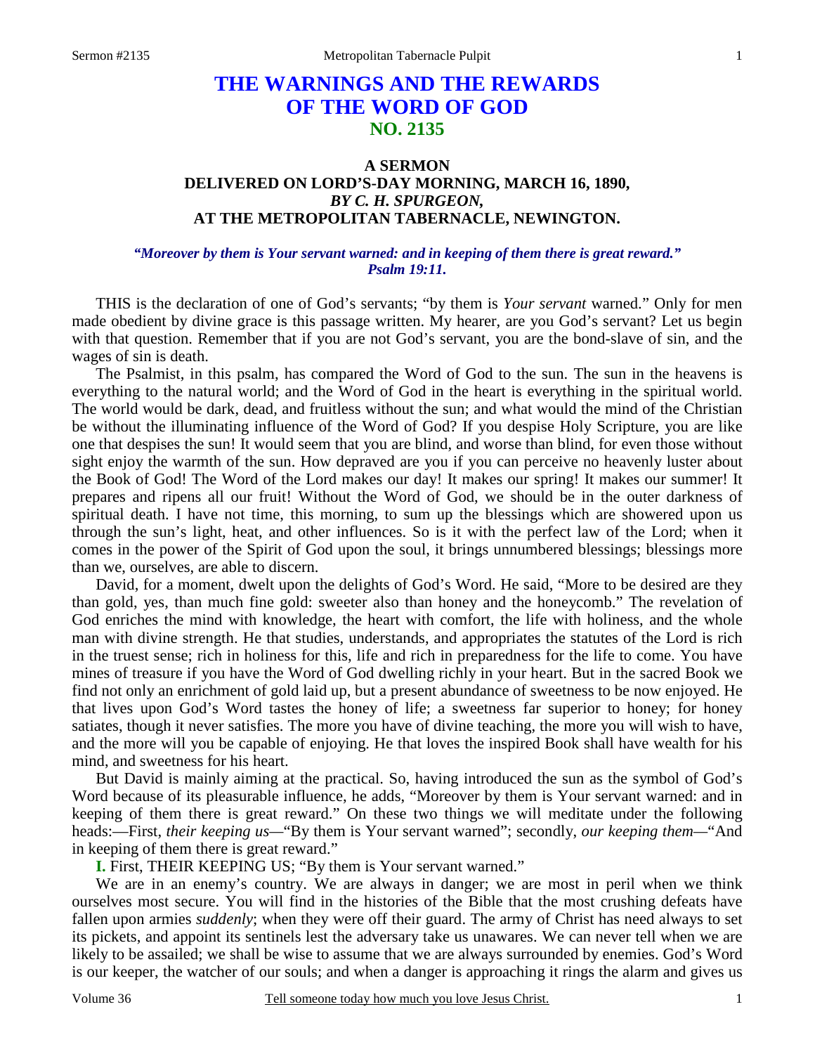# THE WARNINGS AND THE REWARDS OF THE WORD OF GOD
## NO. 2135

### A SERMON
### DELIVERED ON LORD'S-DAY MORNING, MARCH 16, 1890,
### *BY C. H. SPURGEON,*
### AT THE METROPOLITAN TABERNACLE, NEWINGTON.

***"Moreover by them is Your servant warned: and in keeping of them there is great reward."***
***Psalm 19:11.***

THIS is the declaration of one of God's servants; "by them is *Your servant* warned." Only for men made obedient by divine grace is this passage written. My hearer, are you God's servant? Let us begin with that question. Remember that if you are not God's servant, you are the bond-slave of sin, and the wages of sin is death.

The Psalmist, in this psalm, has compared the Word of God to the sun. The sun in the heavens is everything to the natural world; and the Word of God in the heart is everything in the spiritual world. The world would be dark, dead, and fruitless without the sun; and what would the mind of the Christian be without the illuminating influence of the Word of God? If you despise Holy Scripture, you are like one that despises the sun! It would seem that you are blind, and worse than blind, for even those without sight enjoy the warmth of the sun. How depraved are you if you can perceive no heavenly luster about the Book of God! The Word of the Lord makes our day! It makes our spring! It makes our summer! It prepares and ripens all our fruit! Without the Word of God, we should be in the outer darkness of spiritual death. I have not time, this morning, to sum up the blessings which are showered upon us through the sun's light, heat, and other influences. So is it with the perfect law of the Lord; when it comes in the power of the Spirit of God upon the soul, it brings unnumbered blessings; blessings more than we, ourselves, are able to discern.

David, for a moment, dwelt upon the delights of God's Word. He said, "More to be desired are they than gold, yes, than much fine gold: sweeter also than honey and the honeycomb." The revelation of God enriches the mind with knowledge, the heart with comfort, the life with holiness, and the whole man with divine strength. He that studies, understands, and appropriates the statutes of the Lord is rich in the truest sense; rich in holiness for this, life and rich in preparedness for the life to come. You have mines of treasure if you have the Word of God dwelling richly in your heart. But in the sacred Book we find not only an enrichment of gold laid up, but a present abundance of sweetness to be now enjoyed. He that lives upon God's Word tastes the honey of life; a sweetness far superior to honey; for honey satiates, though it never satisfies. The more you have of divine teaching, the more you will wish to have, and the more will you be capable of enjoying. He that loves the inspired Book shall have wealth for his mind, and sweetness for his heart.

But David is mainly aiming at the practical. So, having introduced the sun as the symbol of God's Word because of its pleasurable influence, he adds, "Moreover by them is Your servant warned: and in keeping of them there is great reward." On these two things we will meditate under the following heads:—First, *their keeping us*—"By them is Your servant warned"; secondly, *our keeping them*—"And in keeping of them there is great reward."

**I.** First, THEIR KEEPING US; "By them is Your servant warned."

We are in an enemy's country. We are always in danger; we are most in peril when we think ourselves most secure. You will find in the histories of the Bible that the most crushing defeats have fallen upon armies *suddenly*; when they were off their guard. The army of Christ has need always to set its pickets, and appoint its sentinels lest the adversary take us unawares. We can never tell when we are likely to be assailed; we shall be wise to assume that we are always surrounded by enemies. God's Word is our keeper, the watcher of our souls; and when a danger is approaching it rings the alarm and gives us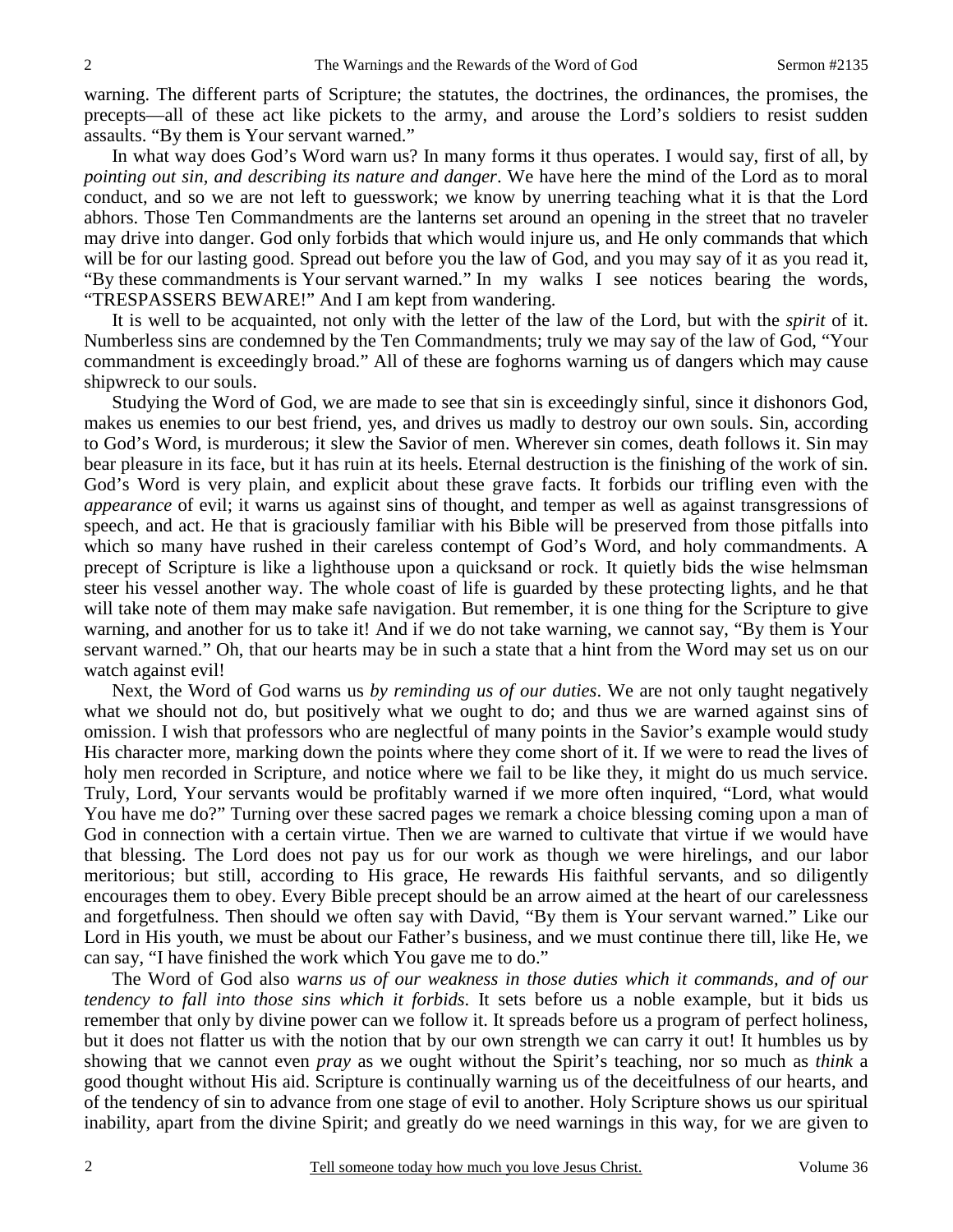warning. The different parts of Scripture; the statutes, the doctrines, the ordinances, the promises, the precepts—all of these act like pickets to the army, and arouse the Lord's soldiers to resist sudden assaults. "By them is Your servant warned."

In what way does God's Word warn us? In many forms it thus operates. I would say, first of all, by *pointing out sin, and describing its nature and danger*. We have here the mind of the Lord as to moral conduct, and so we are not left to guesswork; we know by unerring teaching what it is that the Lord abhors. Those Ten Commandments are the lanterns set around an opening in the street that no traveler may drive into danger. God only forbids that which would injure us, and He only commands that which will be for our lasting good. Spread out before you the law of God, and you may say of it as you read it, "By these commandments is Your servant warned." In my walks I see notices bearing the words, "TRESPASSERS BEWARE!" And I am kept from wandering.

It is well to be acquainted, not only with the letter of the law of the Lord, but with the *spirit* of it. Numberless sins are condemned by the Ten Commandments; truly we may say of the law of God, "Your commandment is exceedingly broad." All of these are foghorns warning us of dangers which may cause shipwreck to our souls.

Studying the Word of God, we are made to see that sin is exceedingly sinful, since it dishonors God, makes us enemies to our best friend, yes, and drives us madly to destroy our own souls. Sin, according to God's Word, is murderous; it slew the Savior of men. Wherever sin comes, death follows it. Sin may bear pleasure in its face, but it has ruin at its heels. Eternal destruction is the finishing of the work of sin. God's Word is very plain, and explicit about these grave facts. It forbids our trifling even with the *appearance* of evil; it warns us against sins of thought, and temper as well as against transgressions of speech, and act. He that is graciously familiar with his Bible will be preserved from those pitfalls into which so many have rushed in their careless contempt of God's Word, and holy commandments. A precept of Scripture is like a lighthouse upon a quicksand or rock. It quietly bids the wise helmsman steer his vessel another way. The whole coast of life is guarded by these protecting lights, and he that will take note of them may make safe navigation. But remember, it is one thing for the Scripture to give warning, and another for us to take it! And if we do not take warning, we cannot say, "By them is Your servant warned." Oh, that our hearts may be in such a state that a hint from the Word may set us on our watch against evil!

Next, the Word of God warns us *by reminding us of our duties*. We are not only taught negatively what we should not do, but positively what we ought to do; and thus we are warned against sins of omission. I wish that professors who are neglectful of many points in the Savior's example would study His character more, marking down the points where they come short of it. If we were to read the lives of holy men recorded in Scripture, and notice where we fail to be like they, it might do us much service. Truly, Lord, Your servants would be profitably warned if we more often inquired, "Lord, what would You have me do?" Turning over these sacred pages we remark a choice blessing coming upon a man of God in connection with a certain virtue. Then we are warned to cultivate that virtue if we would have that blessing. The Lord does not pay us for our work as though we were hirelings, and our labor meritorious; but still, according to His grace, He rewards His faithful servants, and so diligently encourages them to obey. Every Bible precept should be an arrow aimed at the heart of our carelessness and forgetfulness. Then should we often say with David, "By them is Your servant warned." Like our Lord in His youth, we must be about our Father's business, and we must continue there till, like He, we can say, "I have finished the work which You gave me to do."

The Word of God also *warns us of our weakness in those duties which it commands, and of our tendency to fall into those sins which it forbids*. It sets before us a noble example, but it bids us remember that only by divine power can we follow it. It spreads before us a program of perfect holiness, but it does not flatter us with the notion that by our own strength we can carry it out! It humbles us by showing that we cannot even *pray* as we ought without the Spirit's teaching, nor so much as *think* a good thought without His aid. Scripture is continually warning us of the deceitfulness of our hearts, and of the tendency of sin to advance from one stage of evil to another. Holy Scripture shows us our spiritual inability, apart from the divine Spirit; and greatly do we need warnings in this way, for we are given to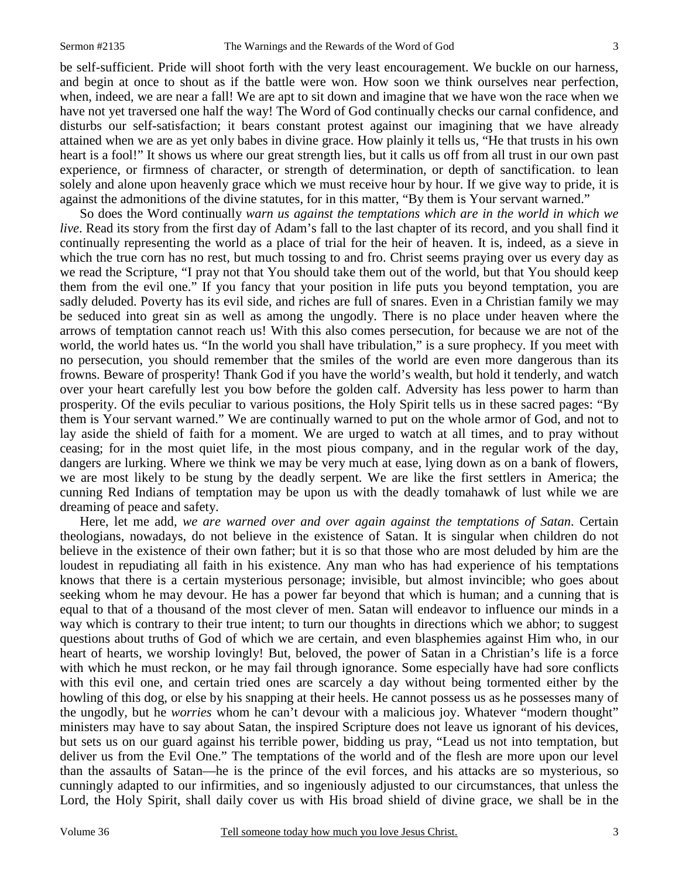be self-sufficient. Pride will shoot forth with the very least encouragement. We buckle on our harness, and begin at once to shout as if the battle were won. How soon we think ourselves near perfection, when, indeed, we are near a fall! We are apt to sit down and imagine that we have won the race when we have not yet traversed one half the way! The Word of God continually checks our carnal confidence, and disturbs our self-satisfaction; it bears constant protest against our imagining that we have already attained when we are as yet only babes in divine grace. How plainly it tells us, "He that trusts in his own heart is a fool!" It shows us where our great strength lies, but it calls us off from all trust in our own past experience, or firmness of character, or strength of determination, or depth of sanctification. to lean solely and alone upon heavenly grace which we must receive hour by hour. If we give way to pride, it is against the admonitions of the divine statutes, for in this matter, "By them is Your servant warned."

So does the Word continually *warn us against the temptations which are in the world in which we live*. Read its story from the first day of Adam's fall to the last chapter of its record, and you shall find it continually representing the world as a place of trial for the heir of heaven. It is, indeed, as a sieve in which the true corn has no rest, but much tossing to and fro. Christ seems praying over us every day as we read the Scripture, "I pray not that You should take them out of the world, but that You should keep them from the evil one." If you fancy that your position in life puts you beyond temptation, you are sadly deluded. Poverty has its evil side, and riches are full of snares. Even in a Christian family we may be seduced into great sin as well as among the ungodly. There is no place under heaven where the arrows of temptation cannot reach us! With this also comes persecution, for because we are not of the world, the world hates us. "In the world you shall have tribulation," is a sure prophecy. If you meet with no persecution, you should remember that the smiles of the world are even more dangerous than its frowns. Beware of prosperity! Thank God if you have the world's wealth, but hold it tenderly, and watch over your heart carefully lest you bow before the golden calf. Adversity has less power to harm than prosperity. Of the evils peculiar to various positions, the Holy Spirit tells us in these sacred pages: "By them is Your servant warned." We are continually warned to put on the whole armor of God, and not to lay aside the shield of faith for a moment. We are urged to watch at all times, and to pray without ceasing; for in the most quiet life, in the most pious company, and in the regular work of the day, dangers are lurking. Where we think we may be very much at ease, lying down as on a bank of flowers, we are most likely to be stung by the deadly serpent. We are like the first settlers in America; the cunning Red Indians of temptation may be upon us with the deadly tomahawk of lust while we are dreaming of peace and safety.

Here, let me add, *we are warned over and over again against the temptations of Satan*. Certain theologians, nowadays, do not believe in the existence of Satan. It is singular when children do not believe in the existence of their own father; but it is so that those who are most deluded by him are the loudest in repudiating all faith in his existence. Any man who has had experience of his temptations knows that there is a certain mysterious personage; invisible, but almost invincible; who goes about seeking whom he may devour. He has a power far beyond that which is human; and a cunning that is equal to that of a thousand of the most clever of men. Satan will endeavor to influence our minds in a way which is contrary to their true intent; to turn our thoughts in directions which we abhor; to suggest questions about truths of God of which we are certain, and even blasphemies against Him who, in our heart of hearts, we worship lovingly! But, beloved, the power of Satan in a Christian's life is a force with which he must reckon, or he may fail through ignorance. Some especially have had sore conflicts with this evil one, and certain tried ones are scarcely a day without being tormented either by the howling of this dog, or else by his snapping at their heels. He cannot possess us as he possesses many of the ungodly, but he *worries* whom he can't devour with a malicious joy. Whatever "modern thought" ministers may have to say about Satan, the inspired Scripture does not leave us ignorant of his devices, but sets us on our guard against his terrible power, bidding us pray, "Lead us not into temptation, but deliver us from the Evil One." The temptations of the world and of the flesh are more upon our level than the assaults of Satan—he is the prince of the evil forces, and his attacks are so mysterious, so cunningly adapted to our infirmities, and so ingeniously adjusted to our circumstances, that unless the Lord, the Holy Spirit, shall daily cover us with His broad shield of divine grace, we shall be in the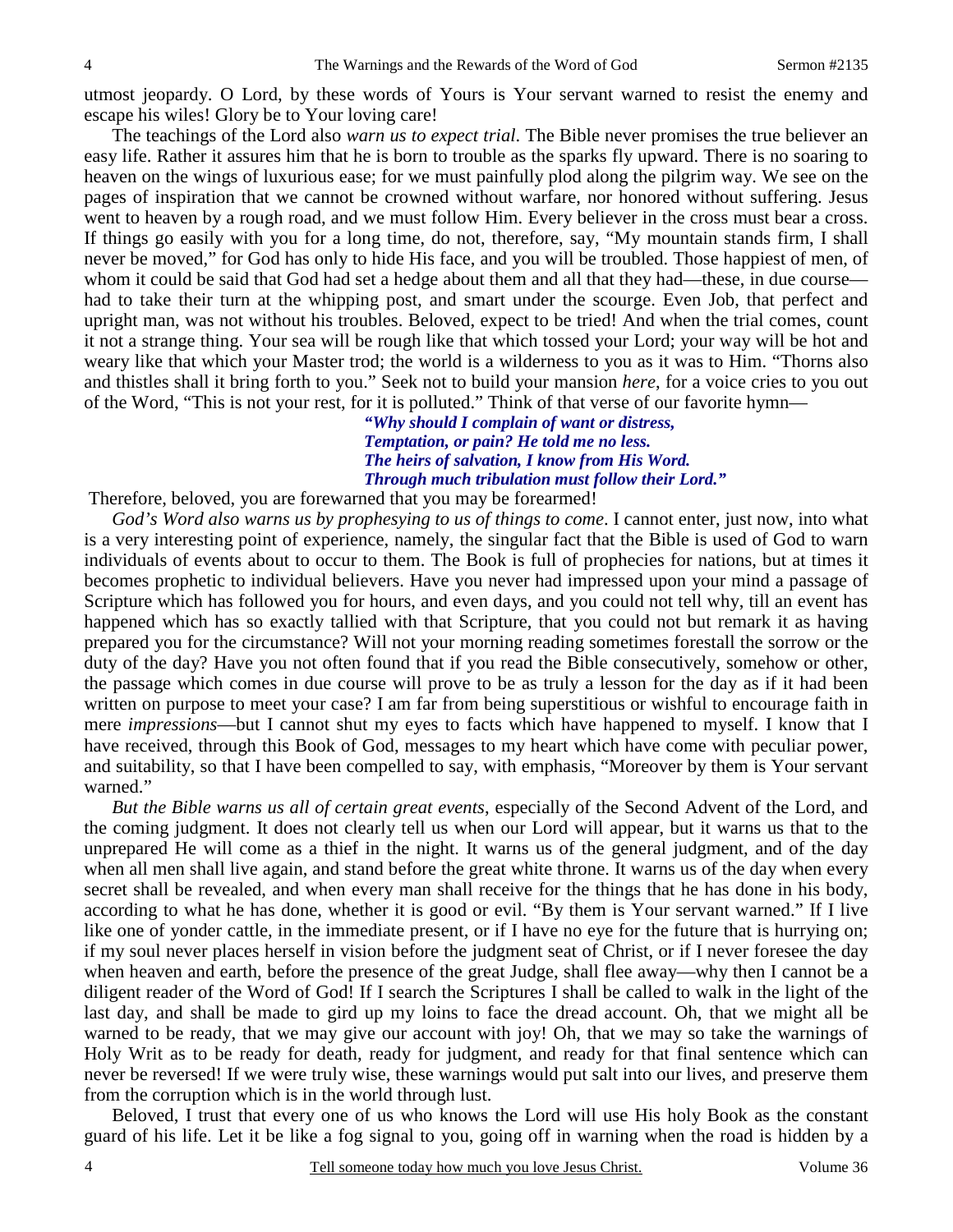utmost jeopardy. O Lord, by these words of Yours is Your servant warned to resist the enemy and escape his wiles! Glory be to Your loving care!

The teachings of the Lord also *warn us to expect trial*. The Bible never promises the true believer an easy life. Rather it assures him that he is born to trouble as the sparks fly upward. There is no soaring to heaven on the wings of luxurious ease; for we must painfully plod along the pilgrim way. We see on the pages of inspiration that we cannot be crowned without warfare, nor honored without suffering. Jesus went to heaven by a rough road, and we must follow Him. Every believer in the cross must bear a cross. If things go easily with you for a long time, do not, therefore, say, "My mountain stands firm, I shall never be moved," for God has only to hide His face, and you will be troubled. Those happiest of men, of whom it could be said that God had set a hedge about them and all that they had—these, in due course—had to take their turn at the whipping post, and smart under the scourge. Even Job, that perfect and upright man, was not without his troubles. Beloved, expect to be tried! And when the trial comes, count it not a strange thing. Your sea will be rough like that which tossed your Lord; your way will be hot and weary like that which your Master trod; the world is a wilderness to you as it was to Him. "Thorns also and thistles shall it bring forth to you." Seek not to build your mansion *here*, for a voice cries to you out of the Word, "This is not your rest, for it is polluted." Think of that verse of our favorite hymn—

> ***"Why should I complain of want or distress,***
> ***Temptation, or pain? He told me no less.***
> ***The heirs of salvation, I know from His Word.***
> ***Through much tribulation must follow their Lord."***

Therefore, beloved, you are forewarned that you may be forearmed!

*God's Word also warns us by prophesying to us of things to come*. I cannot enter, just now, into what is a very interesting point of experience, namely, the singular fact that the Bible is used of God to warn individuals of events about to occur to them. The Book is full of prophecies for nations, but at times it becomes prophetic to individual believers. Have you never had impressed upon your mind a passage of Scripture which has followed you for hours, and even days, and you could not tell why, till an event has happened which has so exactly tallied with that Scripture, that you could not but remark it as having prepared you for the circumstance? Will not your morning reading sometimes forestall the sorrow or the duty of the day? Have you not often found that if you read the Bible consecutively, somehow or other, the passage which comes in due course will prove to be as truly a lesson for the day as if it had been written on purpose to meet your case? I am far from being superstitious or wishful to encourage faith in mere *impressions*—but I cannot shut my eyes to facts which have happened to myself. I know that I have received, through this Book of God, messages to my heart which have come with peculiar power, and suitability, so that I have been compelled to say, with emphasis, "Moreover by them is Your servant warned."

*But the Bible warns us all of certain great events*, especially of the Second Advent of the Lord, and the coming judgment. It does not clearly tell us when our Lord will appear, but it warns us that to the unprepared He will come as a thief in the night. It warns us of the general judgment, and of the day when all men shall live again, and stand before the great white throne. It warns us of the day when every secret shall be revealed, and when every man shall receive for the things that he has done in his body, according to what he has done, whether it is good or evil. "By them is Your servant warned." If I live like one of yonder cattle, in the immediate present, or if I have no eye for the future that is hurrying on; if my soul never places herself in vision before the judgment seat of Christ, or if I never foresee the day when heaven and earth, before the presence of the great Judge, shall flee away—why then I cannot be a diligent reader of the Word of God! If I search the Scriptures I shall be called to walk in the light of the last day, and shall be made to gird up my loins to face the dread account. Oh, that we might all be warned to be ready, that we may give our account with joy! Oh, that we may so take the warnings of Holy Writ as to be ready for death, ready for judgment, and ready for that final sentence which can never be reversed! If we were truly wise, these warnings would put salt into our lives, and preserve them from the corruption which is in the world through lust.

Beloved, I trust that every one of us who knows the Lord will use His holy Book as the constant guard of his life. Let it be like a fog signal to you, going off in warning when the road is hidden by a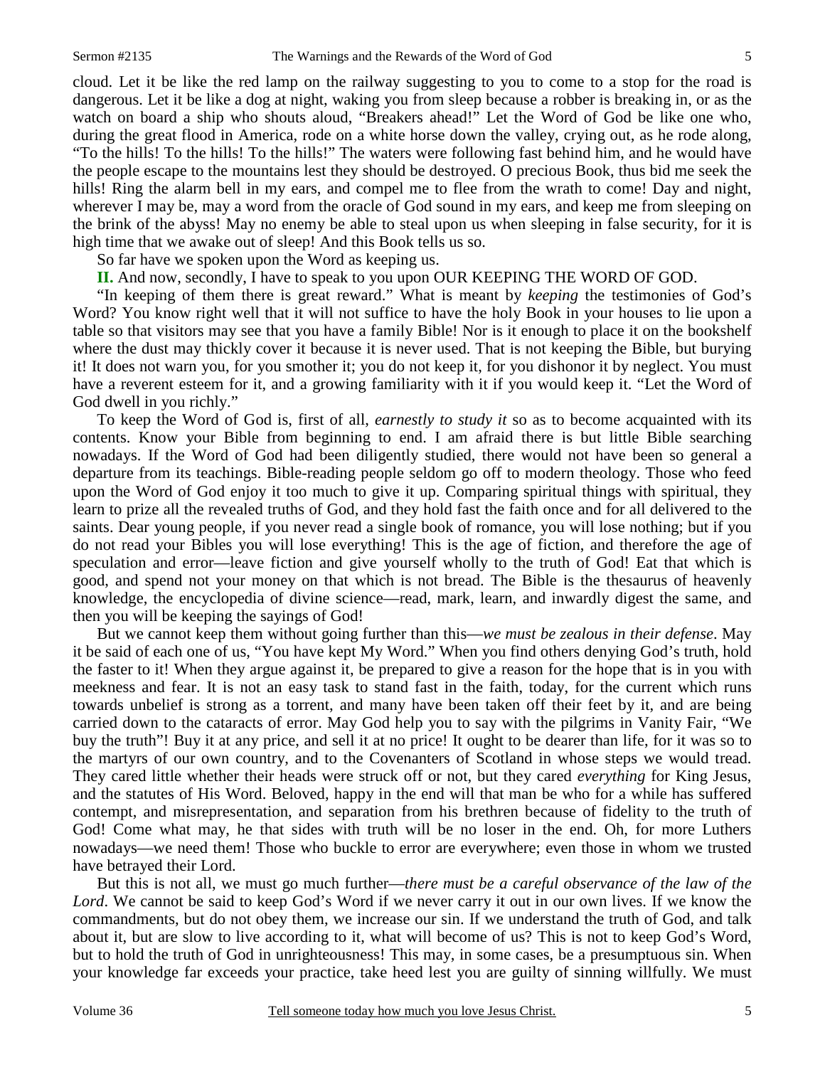cloud. Let it be like the red lamp on the railway suggesting to you to come to a stop for the road is dangerous. Let it be like a dog at night, waking you from sleep because a robber is breaking in, or as the watch on board a ship who shouts aloud, "Breakers ahead!" Let the Word of God be like one who, during the great flood in America, rode on a white horse down the valley, crying out, as he rode along, "To the hills! To the hills! To the hills!" The waters were following fast behind him, and he would have the people escape to the mountains lest they should be destroyed. O precious Book, thus bid me seek the hills! Ring the alarm bell in my ears, and compel me to flee from the wrath to come! Day and night, wherever I may be, may a word from the oracle of God sound in my ears, and keep me from sleeping on the brink of the abyss! May no enemy be able to steal upon us when sleeping in false security, for it is high time that we awake out of sleep! And this Book tells us so.

So far have we spoken upon the Word as keeping us.

**II.** And now, secondly, I have to speak to you upon OUR KEEPING THE WORD OF GOD.

"In keeping of them there is great reward." What is meant by *keeping* the testimonies of God's Word? You know right well that it will not suffice to have the holy Book in your houses to lie upon a table so that visitors may see that you have a family Bible! Nor is it enough to place it on the bookshelf where the dust may thickly cover it because it is never used. That is not keeping the Bible, but burying it! It does not warn you, for you smother it; you do not keep it, for you dishonor it by neglect. You must have a reverent esteem for it, and a growing familiarity with it if you would keep it. "Let the Word of God dwell in you richly."

To keep the Word of God is, first of all, *earnestly to study it* so as to become acquainted with its contents. Know your Bible from beginning to end. I am afraid there is but little Bible searching nowadays. If the Word of God had been diligently studied, there would not have been so general a departure from its teachings. Bible-reading people seldom go off to modern theology. Those who feed upon the Word of God enjoy it too much to give it up. Comparing spiritual things with spiritual, they learn to prize all the revealed truths of God, and they hold fast the faith once and for all delivered to the saints. Dear young people, if you never read a single book of romance, you will lose nothing; but if you do not read your Bibles you will lose everything! This is the age of fiction, and therefore the age of speculation and error—leave fiction and give yourself wholly to the truth of God! Eat that which is good, and spend not your money on that which is not bread. The Bible is the thesaurus of heavenly knowledge, the encyclopedia of divine science—read, mark, learn, and inwardly digest the same, and then you will be keeping the sayings of God!

But we cannot keep them without going further than this—*we must be zealous in their defense*. May it be said of each one of us, "You have kept My Word." When you find others denying God's truth, hold the faster to it! When they argue against it, be prepared to give a reason for the hope that is in you with meekness and fear. It is not an easy task to stand fast in the faith, today, for the current which runs towards unbelief is strong as a torrent, and many have been taken off their feet by it, and are being carried down to the cataracts of error. May God help you to say with the pilgrims in Vanity Fair, "We buy the truth"! Buy it at any price, and sell it at no price! It ought to be dearer than life, for it was so to the martyrs of our own country, and to the Covenanters of Scotland in whose steps we would tread. They cared little whether their heads were struck off or not, but they cared *everything* for King Jesus, and the statutes of His Word. Beloved, happy in the end will that man be who for a while has suffered contempt, and misrepresentation, and separation from his brethren because of fidelity to the truth of God! Come what may, he that sides with truth will be no loser in the end. Oh, for more Luthers nowadays—we need them! Those who buckle to error are everywhere; even those in whom we trusted have betrayed their Lord.

But this is not all, we must go much further—*there must be a careful observance of the law of the Lord*. We cannot be said to keep God's Word if we never carry it out in our own lives. If we know the commandments, but do not obey them, we increase our sin. If we understand the truth of God, and talk about it, but are slow to live according to it, what will become of us? This is not to keep God's Word, but to hold the truth of God in unrighteousness! This may, in some cases, be a presumptuous sin. When your knowledge far exceeds your practice, take heed lest you are guilty of sinning willfully. We must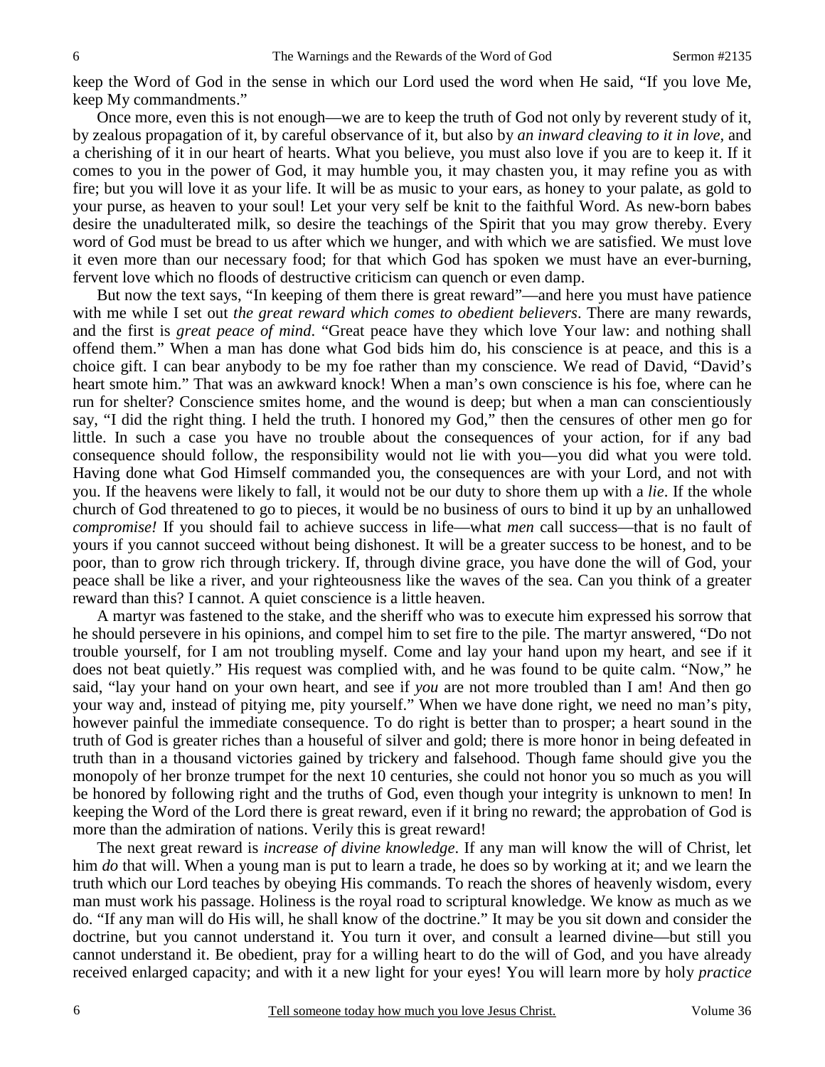keep the Word of God in the sense in which our Lord used the word when He said, "If you love Me, keep My commandments."

Once more, even this is not enough—we are to keep the truth of God not only by reverent study of it, by zealous propagation of it, by careful observance of it, but also by *an inward cleaving to it in love,* and a cherishing of it in our heart of hearts. What you believe, you must also love if you are to keep it. If it comes to you in the power of God, it may humble you, it may chasten you, it may refine you as with fire; but you will love it as your life. It will be as music to your ears, as honey to your palate, as gold to your purse, as heaven to your soul! Let your very self be knit to the faithful Word. As new-born babes desire the unadulterated milk, so desire the teachings of the Spirit that you may grow thereby. Every word of God must be bread to us after which we hunger, and with which we are satisfied. We must love it even more than our necessary food; for that which God has spoken we must have an ever-burning, fervent love which no floods of destructive criticism can quench or even damp.

But now the text says, "In keeping of them there is great reward"—and here you must have patience with me while I set out *the great reward which comes to obedient believers*. There are many rewards, and the first is *great peace of mind*. "Great peace have they which love Your law: and nothing shall offend them." When a man has done what God bids him do, his conscience is at peace, and this is a choice gift. I can bear anybody to be my foe rather than my conscience. We read of David, "David's heart smote him." That was an awkward knock! When a man's own conscience is his foe, where can he run for shelter? Conscience smites home, and the wound is deep; but when a man can conscientiously say, "I did the right thing. I held the truth. I honored my God," then the censures of other men go for little. In such a case you have no trouble about the consequences of your action, for if any bad consequence should follow, the responsibility would not lie with you—you did what you were told. Having done what God Himself commanded you, the consequences are with your Lord, and not with you. If the heavens were likely to fall, it would not be our duty to shore them up with a *lie*. If the whole church of God threatened to go to pieces, it would be no business of ours to bind it up by an unhallowed *compromise!* If you should fail to achieve success in life—what *men* call success—that is no fault of yours if you cannot succeed without being dishonest. It will be a greater success to be honest, and to be poor, than to grow rich through trickery. If, through divine grace, you have done the will of God, your peace shall be like a river, and your righteousness like the waves of the sea. Can you think of a greater reward than this? I cannot. A quiet conscience is a little heaven.

A martyr was fastened to the stake, and the sheriff who was to execute him expressed his sorrow that he should persevere in his opinions, and compel him to set fire to the pile. The martyr answered, "Do not trouble yourself, for I am not troubling myself. Come and lay your hand upon my heart, and see if it does not beat quietly." His request was complied with, and he was found to be quite calm. "Now," he said, "lay your hand on your own heart, and see if *you* are not more troubled than I am! And then go your way and, instead of pitying me, pity yourself." When we have done right, we need no man's pity, however painful the immediate consequence. To do right is better than to prosper; a heart sound in the truth of God is greater riches than a houseful of silver and gold; there is more honor in being defeated in truth than in a thousand victories gained by trickery and falsehood. Though fame should give you the monopoly of her bronze trumpet for the next 10 centuries, she could not honor you so much as you will be honored by following right and the truths of God, even though your integrity is unknown to men! In keeping the Word of the Lord there is great reward, even if it bring no reward; the approbation of God is more than the admiration of nations. Verily this is great reward!

The next great reward is *increase of divine knowledge*. If any man will know the will of Christ, let him *do* that will. When a young man is put to learn a trade, he does so by working at it; and we learn the truth which our Lord teaches by obeying His commands. To reach the shores of heavenly wisdom, every man must work his passage. Holiness is the royal road to scriptural knowledge. We know as much as we do. "If any man will do His will, he shall know of the doctrine." It may be you sit down and consider the doctrine, but you cannot understand it. You turn it over, and consult a learned divine—but still you cannot understand it. Be obedient, pray for a willing heart to do the will of God, and you have already received enlarged capacity; and with it a new light for your eyes! You will learn more by holy *practice*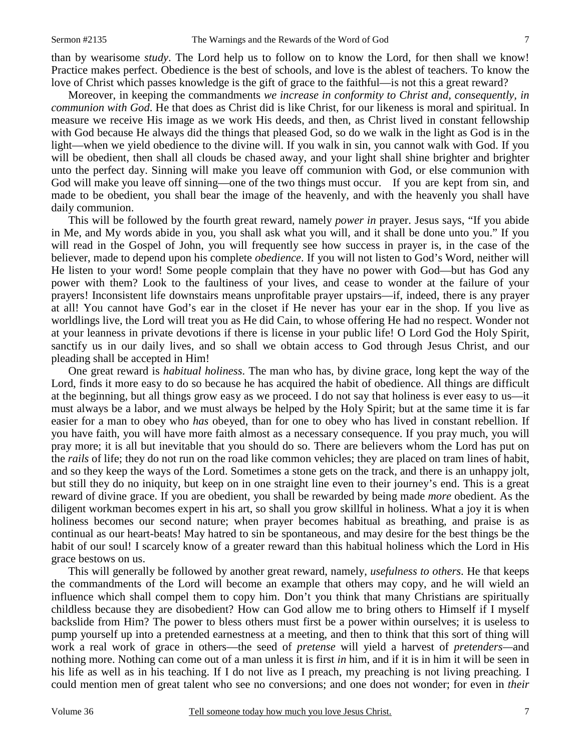than by wearisome *study*. The Lord help us to follow on to know the Lord, for then shall we know! Practice makes perfect. Obedience is the best of schools, and love is the ablest of teachers. To know the love of Christ which passes knowledge is the gift of grace to the faithful—is not this a great reward?

Moreover, in keeping the commandments *we increase in conformity to Christ and, consequently, in communion with God*. He that does as Christ did is like Christ, for our likeness is moral and spiritual. In measure we receive His image as we work His deeds, and then, as Christ lived in constant fellowship with God because He always did the things that pleased God, so do we walk in the light as God is in the light—when we yield obedience to the divine will. If you walk in sin, you cannot walk with God. If you will be obedient, then shall all clouds be chased away, and your light shall shine brighter and brighter unto the perfect day. Sinning will make you leave off communion with God, or else communion with God will make you leave off sinning—one of the two things must occur. If you are kept from sin, and made to be obedient, you shall bear the image of the heavenly, and with the heavenly you shall have daily communion.

This will be followed by the fourth great reward, namely *power in* prayer. Jesus says, "If you abide in Me, and My words abide in you, you shall ask what you will, and it shall be done unto you." If you will read in the Gospel of John, you will frequently see how success in prayer is, in the case of the believer, made to depend upon his complete *obedience*. If you will not listen to God's Word, neither will He listen to your word! Some people complain that they have no power with God—but has God any power with them? Look to the faultiness of your lives, and cease to wonder at the failure of your prayers! Inconsistent life downstairs means unprofitable prayer upstairs—if, indeed, there is any prayer at all! You cannot have God's ear in the closet if He never has your ear in the shop. If you live as worldlings live, the Lord will treat you as He did Cain, to whose offering He had no respect. Wonder not at your leanness in private devotions if there is license in your public life! O Lord God the Holy Spirit, sanctify us in our daily lives, and so shall we obtain access to God through Jesus Christ, and our pleading shall be accepted in Him!

One great reward is *habitual holiness*. The man who has, by divine grace, long kept the way of the Lord, finds it more easy to do so because he has acquired the habit of obedience. All things are difficult at the beginning, but all things grow easy as we proceed. I do not say that holiness is ever easy to us—it must always be a labor, and we must always be helped by the Holy Spirit; but at the same time it is far easier for a man to obey who *has* obeyed, than for one to obey who has lived in constant rebellion. If you have faith, you will have more faith almost as a necessary consequence. If you pray much, you will pray more; it is all but inevitable that you should do so. There are believers whom the Lord has put on the *rails* of life; they do not run on the road like common vehicles; they are placed on tram lines of habit, and so they keep the ways of the Lord. Sometimes a stone gets on the track, and there is an unhappy jolt, but still they do no iniquity, but keep on in one straight line even to their journey's end. This is a great reward of divine grace. If you are obedient, you shall be rewarded by being made *more* obedient. As the diligent workman becomes expert in his art, so shall you grow skillful in holiness. What a joy it is when holiness becomes our second nature; when prayer becomes habitual as breathing, and praise is as continual as our heart-beats! May hatred to sin be spontaneous, and may desire for the best things be the habit of our soul! I scarcely know of a greater reward than this habitual holiness which the Lord in His grace bestows on us.

This will generally be followed by another great reward, namely, *usefulness to others*. He that keeps the commandments of the Lord will become an example that others may copy, and he will wield an influence which shall compel them to copy him. Don't you think that many Christians are spiritually childless because they are disobedient? How can God allow me to bring others to Himself if I myself backslide from Him? The power to bless others must first be a power within ourselves; it is useless to pump yourself up into a pretended earnestness at a meeting, and then to think that this sort of thing will work a real work of grace in others—the seed of *pretense* will yield a harvest of *pretenders*—and nothing more. Nothing can come out of a man unless it is first *in* him, and if it is in him it will be seen in his life as well as in his teaching. If I do not live as I preach, my preaching is not living preaching. I could mention men of great talent who see no conversions; and one does not wonder; for even in *their*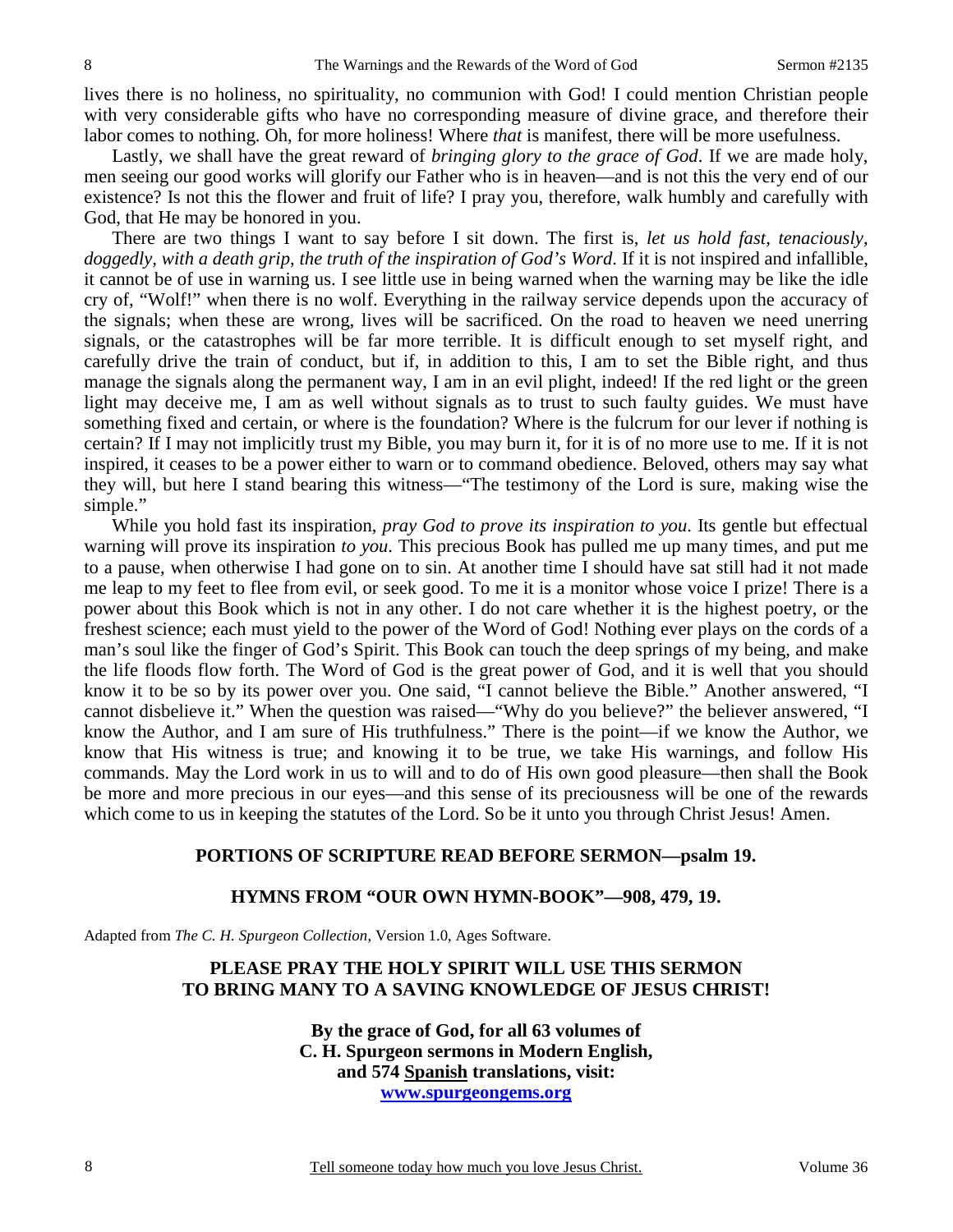lives there is no holiness, no spirituality, no communion with God! I could mention Christian people with very considerable gifts who have no corresponding measure of divine grace, and therefore their labor comes to nothing. Oh, for more holiness! Where *that* is manifest, there will be more usefulness.

Lastly, we shall have the great reward of *bringing glory to the grace of God*. If we are made holy, men seeing our good works will glorify our Father who is in heaven—and is not this the very end of our existence? Is not this the flower and fruit of life? I pray you, therefore, walk humbly and carefully with God, that He may be honored in you.

There are two things I want to say before I sit down. The first is, *let us hold fast, tenaciously, doggedly, with a death grip, the truth of the inspiration of God's Word*. If it is not inspired and infallible, it cannot be of use in warning us. I see little use in being warned when the warning may be like the idle cry of, "Wolf!" when there is no wolf. Everything in the railway service depends upon the accuracy of the signals; when these are wrong, lives will be sacrificed. On the road to heaven we need unerring signals, or the catastrophes will be far more terrible. It is difficult enough to set myself right, and carefully drive the train of conduct, but if, in addition to this, I am to set the Bible right, and thus manage the signals along the permanent way, I am in an evil plight, indeed! If the red light or the green light may deceive me, I am as well without signals as to trust to such faulty guides. We must have something fixed and certain, or where is the foundation? Where is the fulcrum for our lever if nothing is certain? If I may not implicitly trust my Bible, you may burn it, for it is of no more use to me. If it is not inspired, it ceases to be a power either to warn or to command obedience. Beloved, others may say what they will, but here I stand bearing this witness—"The testimony of the Lord is sure, making wise the simple."

While you hold fast its inspiration, *pray God to prove its inspiration to you*. Its gentle but effectual warning will prove its inspiration *to you*. This precious Book has pulled me up many times, and put me to a pause, when otherwise I had gone on to sin. At another time I should have sat still had it not made me leap to my feet to flee from evil, or seek good. To me it is a monitor whose voice I prize! There is a power about this Book which is not in any other. I do not care whether it is the highest poetry, or the freshest science; each must yield to the power of the Word of God! Nothing ever plays on the cords of a man's soul like the finger of God's Spirit. This Book can touch the deep springs of my being, and make the life floods flow forth. The Word of God is the great power of God, and it is well that you should know it to be so by its power over you. One said, "I cannot believe the Bible." Another answered, "I cannot disbelieve it." When the question was raised—"Why do you believe?" the believer answered, "I know the Author, and I am sure of His truthfulness." There is the point—if we know the Author, we know that His witness is true; and knowing it to be true, we take His warnings, and follow His commands. May the Lord work in us to will and to do of His own good pleasure—then shall the Book be more and more precious in our eyes—and this sense of its preciousness will be one of the rewards which come to us in keeping the statutes of the Lord. So be it unto you through Christ Jesus! Amen.

**PORTIONS OF SCRIPTURE READ BEFORE SERMON—psalm 19.**

**HYMNS FROM "OUR OWN HYMN-BOOK"—908, 479, 19.**

Adapted from *The C. H. Spurgeon Collection*, Version 1.0, Ages Software.

**PLEASE PRAY THE HOLY SPIRIT WILL USE THIS SERMON TO BRING MANY TO A SAVING KNOWLEDGE OF JESUS CHRIST!**

**By the grace of God, for all 63 volumes of C. H. Spurgeon sermons in Modern English, and 574 Spanish translations, visit: www.spurgeongems.org**

Tell someone today how much you love Jesus Christ.